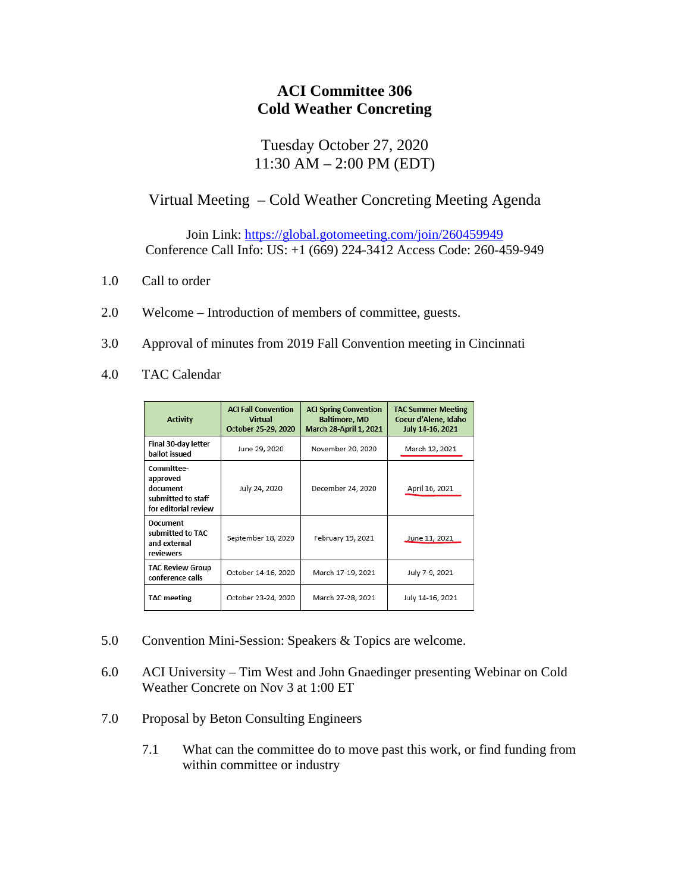# ACI Committee 306
# Cold Weather Concreting

Tuesday October 27, 2020
11:30 AM – 2:00 PM (EDT)

Virtual Meeting – Cold Weather Concreting Meeting Agenda

Join Link: https://global.gotomeeting.com/join/260459949
Conference Call Info: US: +1 (669) 224-3412 Access Code: 260-459-949

1.0 Call to order

2.0 Welcome – Introduction of members of committee, guests.

3.0 Approval of minutes from 2019 Fall Convention meeting in Cincinnati

4.0 TAC Calendar

| Activity | ACI Fall Convention Virtual October 25-29, 2020 | ACI Spring Convention Baltimore, MD March 28-April 1, 2021 | TAC Summer Meeting Coeur d'Alene, Idaho July 14-16, 2021 |
|---|---|---|---|
| Final 30-day letter ballot issued | June 29, 2020 | November 20, 2020 | March 12, 2021 |
| Committee-approved document submitted to staff for editorial review | July 24, 2020 | December 24, 2020 | April 16, 2021 |
| Document submitted to TAC and external reviewers | September 18, 2020 | February 19, 2021 | June 11, 2021 |
| TAC Review Group conference calls | October 14-16, 2020 | March 17-19, 2021 | July 7-9, 2021 |
| TAC meeting | October 23-24, 2020 | March 27-28, 2021 | July 14-16, 2021 |

5.0 Convention Mini-Session: Speakers & Topics are welcome.

6.0 ACI University – Tim West and John Gnaedinger presenting Webinar on Cold Weather Concrete on Nov 3 at 1:00 ET

7.0 Proposal by Beton Consulting Engineers

7.1 What can the committee do to move past this work, or find funding from within committee or industry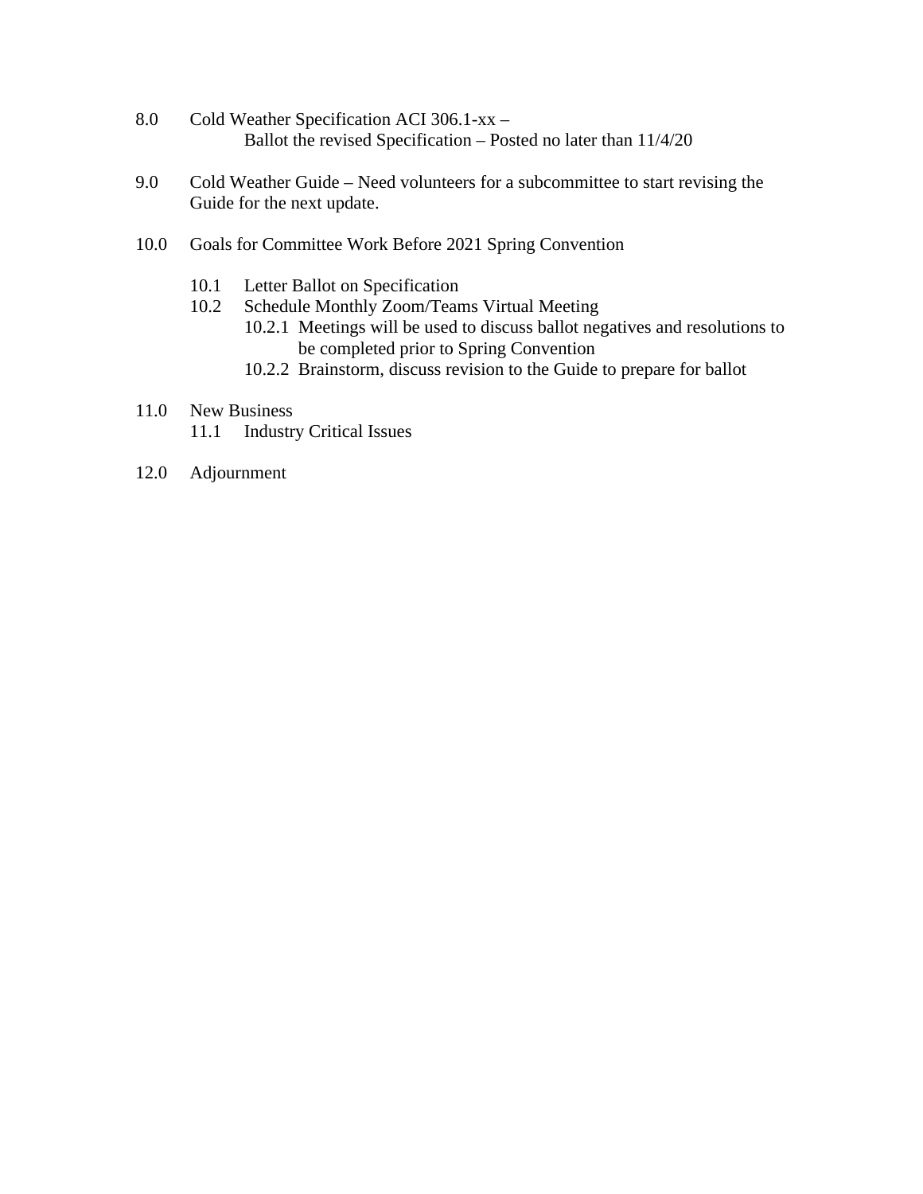8.0 Cold Weather Specification ACI 306.1-xx –
   Ballot the revised Specification – Posted no later than 11/4/20

9.0 Cold Weather Guide – Need volunteers for a subcommittee to start revising the Guide for the next update.

10.0 Goals for Committee Work Before 2021 Spring Convention

   10.1 Letter Ballot on Specification
   10.2 Schedule Monthly Zoom/Teams Virtual Meeting
      10.2.1 Meetings will be used to discuss ballot negatives and resolutions to be completed prior to Spring Convention
      10.2.2 Brainstorm, discuss revision to the Guide to prepare for ballot

11.0 New Business
   11.1 Industry Critical Issues

12.0 Adjournment